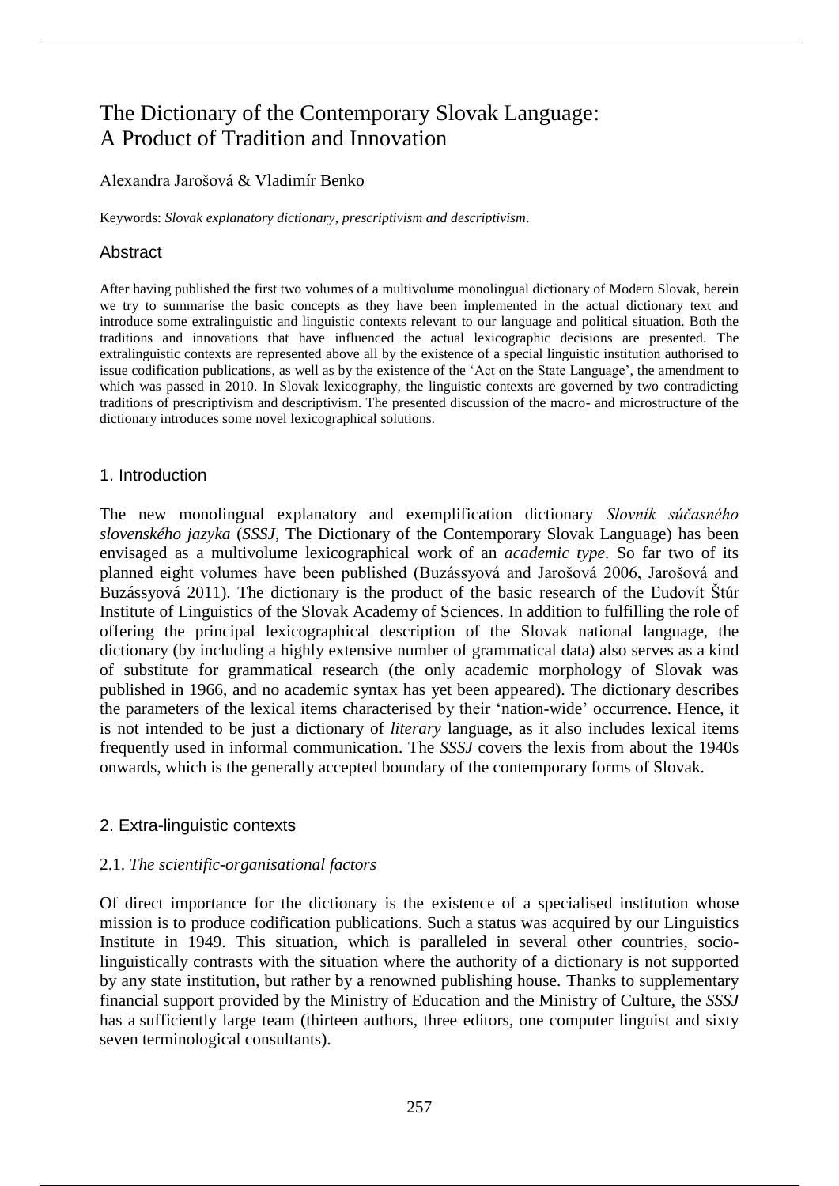# The Dictionary of the Contemporary Slovak Language: A Product of Tradition and Innovation

Alexandra Jarošová & Vladimír Benko

Keywords: *Slovak explanatory dictionary, prescriptivism and descriptivism*.

## Abstract

After having published the first two volumes of a multivolume monolingual dictionary of Modern Slovak, herein we try to summarise the basic concepts as they have been implemented in the actual dictionary text and introduce some extralinguistic and linguistic contexts relevant to our language and political situation. Both the traditions and innovations that have influenced the actual lexicographic decisions are presented. The extralinguistic contexts are represented above all by the existence of a special linguistic institution authorised to issue codification publications, as well as by the existence of the 'Act on the State Language', the amendment to which was passed in 2010. In Slovak lexicography, the linguistic contexts are governed by two contradicting traditions of prescriptivism and descriptivism. The presented discussion of the macro- and microstructure of the dictionary introduces some novel lexicographical solutions.

## 1. Introduction

The new monolingual explanatory and exemplification dictionary *Slovník súčasného slovenského jazyka* (*SSSJ*, The Dictionary of the Contemporary Slovak Language) has been envisaged as a multivolume lexicographical work of an *academic type*. So far two of its planned eight volumes have been published (Buzássyová and Jarošová 2006, Jarošová and Buzássyová 2011). The dictionary is the product of the basic research of the Ľudovít Štúr Institute of Linguistics of the Slovak Academy of Sciences. In addition to fulfilling the role of offering the principal lexicographical description of the Slovak national language, the dictionary (by including a highly extensive number of grammatical data) also serves as a kind of substitute for grammatical research (the only academic morphology of Slovak was published in 1966, and no academic syntax has yet been appeared). The dictionary describes the parameters of the lexical items characterised by their 'nation-wide' occurrence. Hence, it is not intended to be just a dictionary of *literary* language, as it also includes lexical items frequently used in informal communication. The *SSSJ* covers the lexis from about the 1940s onwards, which is the generally accepted boundary of the contemporary forms of Slovak.

## 2. Extra-linguistic contexts

### 2.1. *The scientific-organisational factors*

Of direct importance for the dictionary is the existence of a specialised institution whose mission is to produce codification publications. Such a status was acquired by our Linguistics Institute in 1949. This situation, which is paralleled in several other countries, socio-linguistically contrasts with the situation where the authority of a dictionary is not supported by any state institution, but rather by a renowned publishing house. Thanks to supplementary financial support provided by the Ministry of Education and the Ministry of Culture, the *SSSJ* has a sufficiently large team (thirteen authors, three editors, one computer linguist and sixty seven terminological consultants).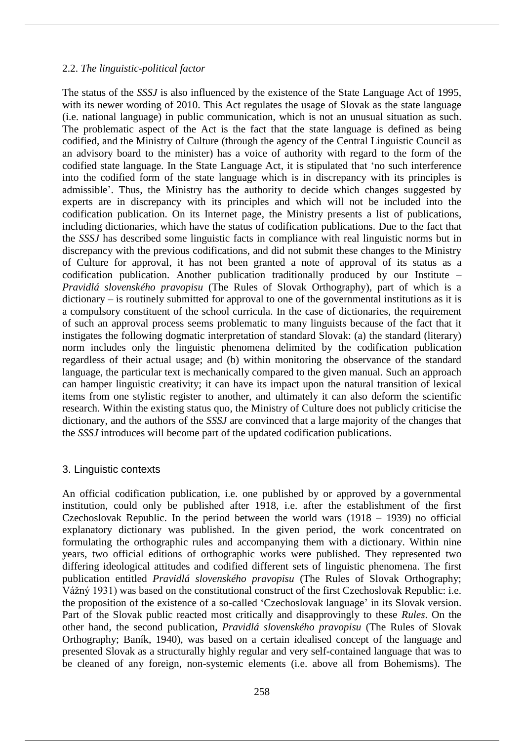### 2.2. *The linguistic-political factor*

The status of the *SSSJ* is also influenced by the existence of the State Language Act of 1995, with its newer wording of 2010. This Act regulates the usage of Slovak as the state language (i.e. national language) in public communication, which is not an unusual situation as such. The problematic aspect of the Act is the fact that the state language is defined as being codified, and the Ministry of Culture (through the agency of the Central Linguistic Council as an advisory board to the minister) has a voice of authority with regard to the form of the codified state language. In the State Language Act, it is stipulated that 'no such interference into the codified form of the state language which is in discrepancy with its principles is admissible'. Thus, the Ministry has the authority to decide which changes suggested by experts are in discrepancy with its principles and which will not be included into the codification publication. On its Internet page, the Ministry presents a list of publications, including dictionaries, which have the status of codification publications. Due to the fact that the *SSSJ* has described some linguistic facts in compliance with real linguistic norms but in discrepancy with the previous codifications, and did not submit these changes to the Ministry of Culture for approval, it has not been granted a note of approval of its status as a codification publication. Another publication traditionally produced by our Institute – *Pravidlá slovenského pravopisu* (The Rules of Slovak Orthography), part of which is a dictionary – is routinely submitted for approval to one of the governmental institutions as it is a compulsory constituent of the school curricula. In the case of dictionaries, the requirement of such an approval process seems problematic to many linguists because of the fact that it instigates the following dogmatic interpretation of standard Slovak: (a) the standard (literary) norm includes only the linguistic phenomena delimited by the codification publication regardless of their actual usage; and (b) within monitoring the observance of the standard language, the particular text is mechanically compared to the given manual. Such an approach can hamper linguistic creativity; it can have its impact upon the natural transition of lexical items from one stylistic register to another, and ultimately it can also deform the scientific research. Within the existing status quo, the Ministry of Culture does not publicly criticise the dictionary, and the authors of the *SSSJ* are convinced that a large majority of the changes that the *SSSJ* introduces will become part of the updated codification publications.

## 3. Linguistic contexts

An official codification publication, i.e. one published by or approved by a governmental institution, could only be published after 1918, i.e. after the establishment of the first Czechoslovak Republic. In the period between the world wars (1918 – 1939) no official explanatory dictionary was published. In the given period, the work concentrated on formulating the orthographic rules and accompanying them with a dictionary. Within nine years, two official editions of orthographic works were published. They represented two differing ideological attitudes and codified different sets of linguistic phenomena. The first publication entitled *Pravidlá slovenského pravopisu* (The Rules of Slovak Orthography; Vážný 1931) was based on the constitutional construct of the first Czechoslovak Republic: i.e. the proposition of the existence of a so-called 'Czechoslovak language' in its Slovak version. Part of the Slovak public reacted most critically and disapprovingly to these *Rules*. On the other hand, the second publication, *Pravidlá slovenského pravopisu* (The Rules of Slovak Orthography; Baník, 1940), was based on a certain idealised concept of the language and presented Slovak as a structurally highly regular and very self-contained language that was to be cleaned of any foreign, non-systemic elements (i.e. above all from Bohemisms). The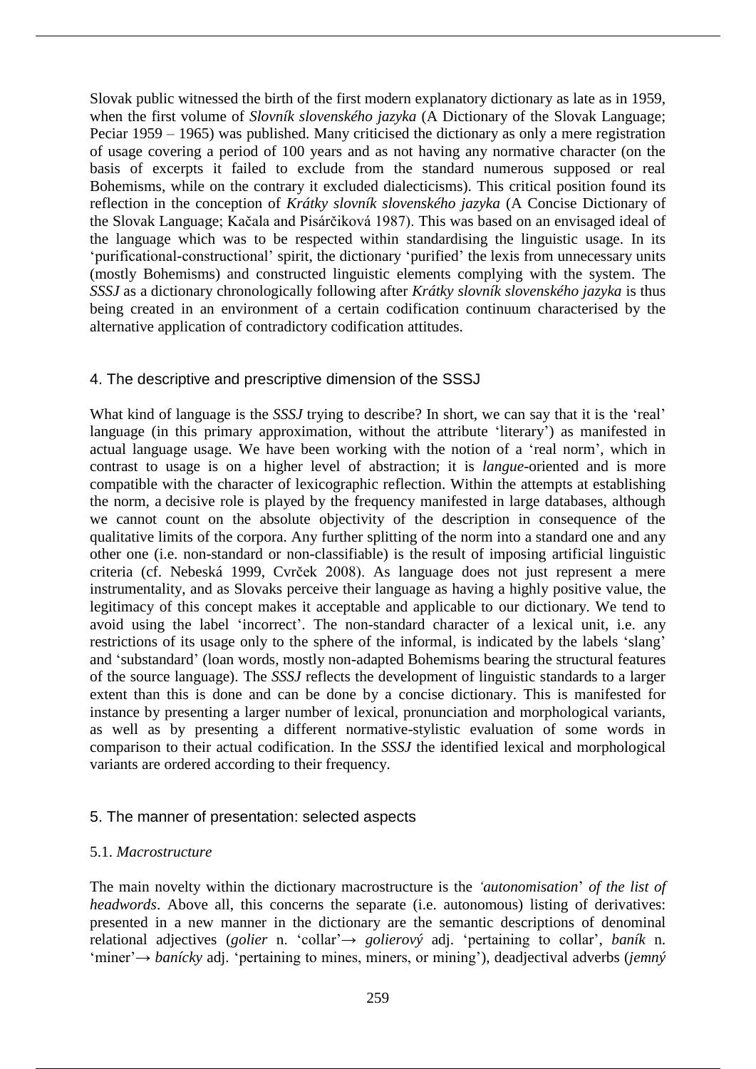Slovak public witnessed the birth of the first modern explanatory dictionary as late as in 1959, when the first volume of *Slovník slovenského jazyka* (A Dictionary of the Slovak Language; Peciar 1959 – 1965) was published. Many criticised the dictionary as only a mere registration of usage covering a period of 100 years and as not having any normative character (on the basis of excerpts it failed to exclude from the standard numerous supposed or real Bohemisms, while on the contrary it excluded dialecticisms). This critical position found its reflection in the conception of *Krátky slovník slovenského jazyka* (A Concise Dictionary of the Slovak Language; Kačala and Pisárčiková 1987). This was based on an envisaged ideal of the language which was to be respected within standardising the linguistic usage. In its 'purificational-constructional' spirit, the dictionary 'purified' the lexis from unnecessary units (mostly Bohemisms) and constructed linguistic elements complying with the system. The *SSSJ* as a dictionary chronologically following after *Krátky slovník slovenského jazyka* is thus being created in an environment of a certain codification continuum characterised by the alternative application of contradictory codification attitudes.

## 4. The descriptive and prescriptive dimension of the SSSJ

What kind of language is the *SSSJ* trying to describe? In short, we can say that it is the 'real' language (in this primary approximation, without the attribute 'literary') as manifested in actual language usage. We have been working with the notion of a 'real norm', which in contrast to usage is on a higher level of abstraction; it is *langue*-oriented and is more compatible with the character of lexicographic reflection. Within the attempts at establishing the norm, a decisive role is played by the frequency manifested in large databases, although we cannot count on the absolute objectivity of the description in consequence of the qualitative limits of the corpora. Any further splitting of the norm into a standard one and any other one (i.e. non-standard or non-classifiable) is the result of imposing artificial linguistic criteria (cf. Nebeská 1999, Cvrček 2008). As language does not just represent a mere instrumentality, and as Slovaks perceive their language as having a highly positive value, the legitimacy of this concept makes it acceptable and applicable to our dictionary. We tend to avoid using the label 'incorrect'. The non-standard character of a lexical unit, i.e. any restrictions of its usage only to the sphere of the informal, is indicated by the labels 'slang' and 'substandard' (loan words, mostly non-adapted Bohemisms bearing the structural features of the source language). The *SSSJ* reflects the development of linguistic standards to a larger extent than this is done and can be done by a concise dictionary. This is manifested for instance by presenting a larger number of lexical, pronunciation and morphological variants, as well as by presenting a different normative-stylistic evaluation of some words in comparison to their actual codification. In the *SSSJ* the identified lexical and morphological variants are ordered according to their frequency.

## 5. The manner of presentation: selected aspects

### 5.1. *Macrostructure*

The main novelty within the dictionary macrostructure is the *'autonomisation' of the list of headwords*. Above all, this concerns the separate (i.e. autonomous) listing of derivatives: presented in a new manner in the dictionary are the semantic descriptions of denominal relational adjectives (*golier* n. 'collar'→ *golierový* adj. 'pertaining to collar', *baník* n. 'miner'→ *banícky* adj. 'pertaining to mines, miners, or mining'), deadjectival adverbs (*jemný*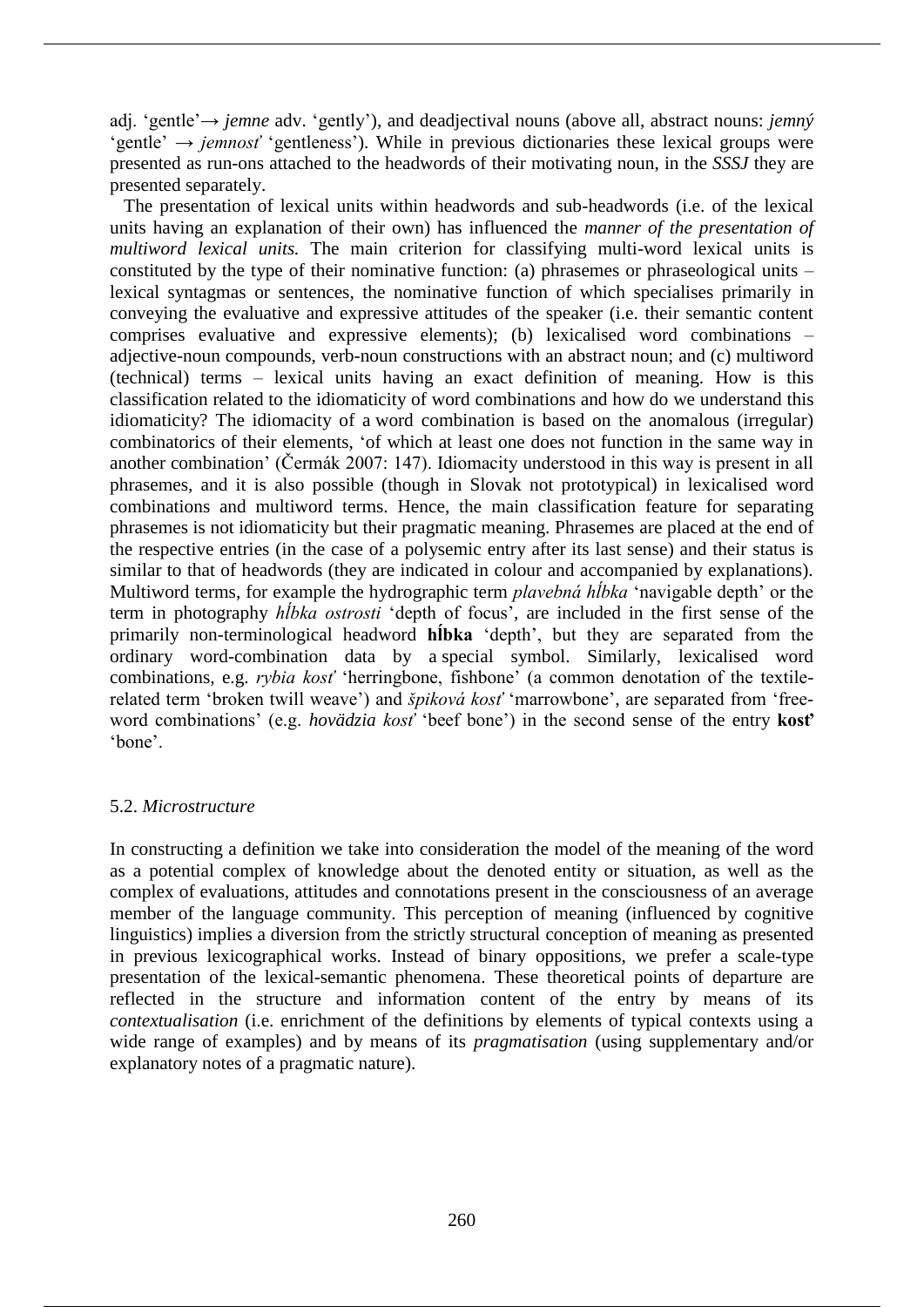adj. 'gentle'→ *jemne* adv. 'gently'), and deadjectival nouns (above all, abstract nouns: *jemný* 'gentle' → *jemnosť* 'gentleness'). While in previous dictionaries these lexical groups were presented as run-ons attached to the headwords of their motivating noun, in the *SSSJ* they are presented separately.

The presentation of lexical units within headwords and sub-headwords (i.e. of the lexical units having an explanation of their own) has influenced the *manner of the presentation of multiword lexical units.* The main criterion for classifying multi-word lexical units is constituted by the type of their nominative function: (a) phrasemes or phraseological units – lexical syntagmas or sentences, the nominative function of which specialises primarily in conveying the evaluative and expressive attitudes of the speaker (i.e. their semantic content comprises evaluative and expressive elements); (b) lexicalised word combinations – adjective-noun compounds, verb-noun constructions with an abstract noun; and (c) multiword (technical) terms – lexical units having an exact definition of meaning. How is this classification related to the idiomaticity of word combinations and how do we understand this idiomaticity? The idiomacity of a word combination is based on the anomalous (irregular) combinatorics of their elements, 'of which at least one does not function in the same way in another combination' (Čermák 2007: 147). Idiomacity understood in this way is present in all phrasemes, and it is also possible (though in Slovak not prototypical) in lexicalised word combinations and multiword terms. Hence, the main classification feature for separating phrasemes is not idiomaticity but their pragmatic meaning. Phrasemes are placed at the end of the respective entries (in the case of a polysemic entry after its last sense) and their status is similar to that of headwords (they are indicated in colour and accompanied by explanations). Multiword terms, for example the hydrographic term *plavebná hĺbka* 'navigable depth' or the term in photography *hĺbka ostrosti* 'depth of focus', are included in the first sense of the primarily non-terminological headword **hĺbka** 'depth', but they are separated from the ordinary word-combination data by a special symbol. Similarly, lexicalised word combinations, e.g. *rybia kosť* 'herringbone, fishbone' (a common denotation of the textile-related term 'broken twill weave') and *špiková kosť* 'marrowbone', are separated from 'free-word combinations' (e.g. *hovädzia kosť* 'beef bone') in the second sense of the entry **kosť** 'bone'.

### 5.2. *Microstructure*

In constructing a definition we take into consideration the model of the meaning of the word as a potential complex of knowledge about the denoted entity or situation, as well as the complex of evaluations, attitudes and connotations present in the consciousness of an average member of the language community. This perception of meaning (influenced by cognitive linguistics) implies a diversion from the strictly structural conception of meaning as presented in previous lexicographical works. Instead of binary oppositions, we prefer a scale-type presentation of the lexical-semantic phenomena. These theoretical points of departure are reflected in the structure and information content of the entry by means of its *contextualisation* (i.e. enrichment of the definitions by elements of typical contexts using a wide range of examples) and by means of its *pragmatisation* (using supplementary and/or explanatory notes of a pragmatic nature).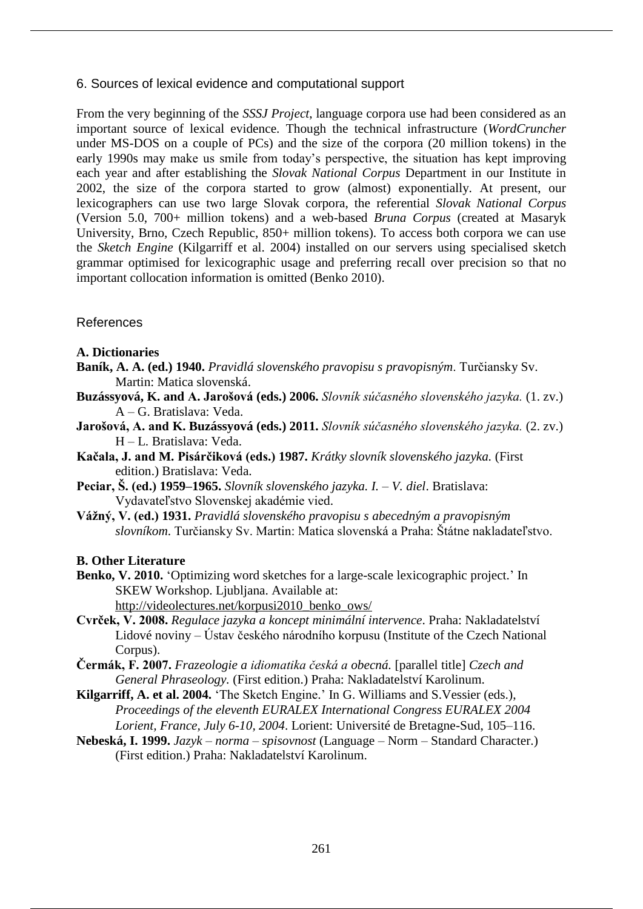## 6. Sources of lexical evidence and computational support

From the very beginning of the *SSSJ Project*, language corpora use had been considered as an important source of lexical evidence. Though the technical infrastructure (*WordCruncher* under MS-DOS on a couple of PCs) and the size of the corpora (20 million tokens) in the early 1990s may make us smile from today's perspective, the situation has kept improving each year and after establishing the *Slovak National Corpus* Department in our Institute in 2002, the size of the corpora started to grow (almost) exponentially. At present, our lexicographers can use two large Slovak corpora, the referential *Slovak National Corpus* (Version 5.0, 700+ million tokens) and a web-based *Bruna Corpus* (created at Masaryk University, Brno, Czech Republic, 850+ million tokens). To access both corpora we can use the *Sketch Engine* (Kilgarriff et al. 2004) installed on our servers using specialised sketch grammar optimised for lexicographic usage and preferring recall over precision so that no important collocation information is omitted (Benko 2010).

## References

### A. Dictionaries

**Baník, A. A. (ed.) 1940.** *Pravidlá slovenského pravopisu s pravopisným*. Turčiansky Sv. Martin: Matica slovenská.

**Buzássyová, K. and A. Jarošová (eds.) 2006.** *Slovník súčasného slovenského jazyka.* (1. zv.) A – G. Bratislava: Veda.

**Jarošová, A. and K. Buzássyová (eds.) 2011.** *Slovník súčasného slovenského jazyka.* (2. zv.) H – L. Bratislava: Veda.

**Kačala, J. and M. Pisárčiková (eds.) 1987.** *Krátky slovník slovenského jazyka.* (First edition.) Bratislava: Veda.

**Peciar, Š. (ed.) 1959–1965.** *Slovník slovenského jazyka. I. – V. diel*. Bratislava: Vydavateľstvo Slovenskej akadémie vied.

**Vážný, V. (ed.) 1931.** *Pravidlá slovenského pravopisu s abecedným a pravopisným slovníkom.* Turčiansky Sv. Martin: Matica slovenská a Praha: Štátne nakladateľstvo.

### B. Other Literature

**Benko, V. 2010.** 'Optimizing word sketches for a large-scale lexicographic project.' In SKEW Workshop. Ljubljana. Available at: http://videolectures.net/korpusi2010_benko_ows/

**Cvrček, V. 2008.** *Regulace jazyka a koncept minimální intervence*. Praha: Nakladatelství Lidové noviny – Ústav českého národního korpusu (Institute of the Czech National Corpus).

**Čermák, F. 2007.** *Frazeologie a idiomatika česká a obecná.* [parallel title] *Czech and General Phraseology.* (First edition.) Praha: Nakladatelství Karolinum.

**Kilgarriff, A. et al. 2004.** 'The Sketch Engine.' In G. Williams and S.Vessier (eds.), *Proceedings of the eleventh EURALEX International Congress EURALEX 2004 Lorient, France, July 6-10, 2004*. Lorient: Université de Bretagne-Sud, 105–116.

**Nebeská, I. 1999.** *Jazyk – norma – spisovnost* (Language – Norm – Standard Character.) (First edition.) Praha: Nakladatelství Karolinum.